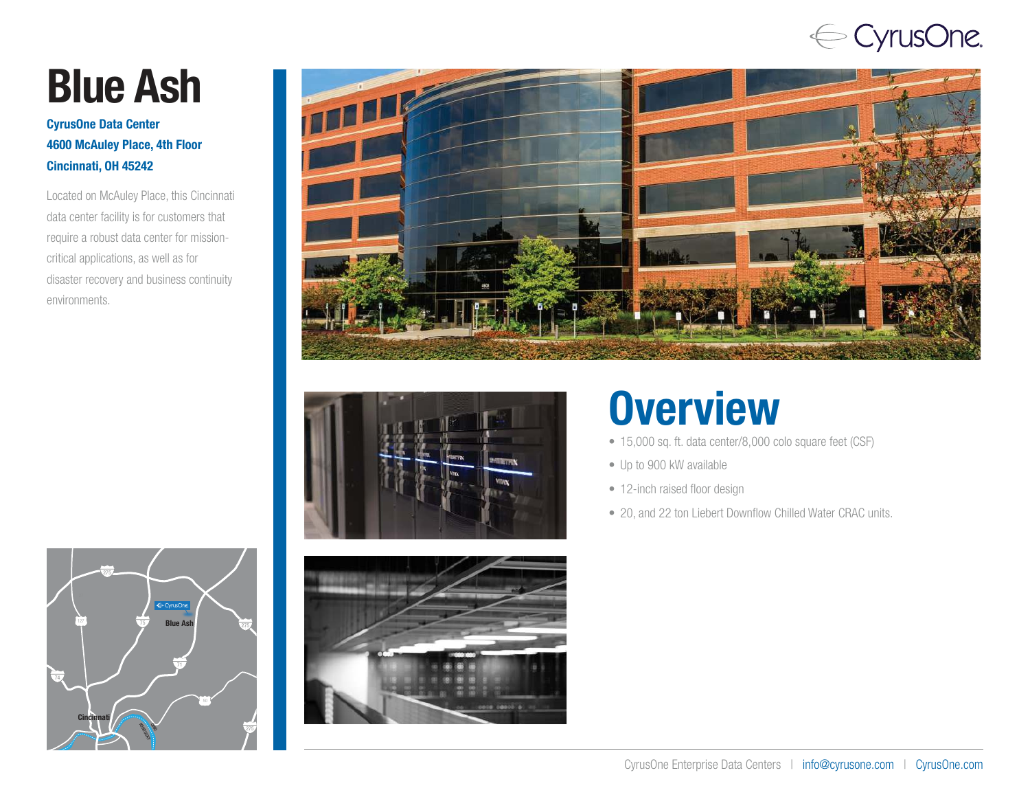# Blue Ash

**CyrusOne Data Center**
**4600 McAuley Place, 4th Floor**
**Cincinnati, OH 45242**

Located on McAuley Place, this Cincinnati data center facility is for customers that require a robust data center for mission-critical applications, as well as for disaster recovery and business continuity environments.

## Overview

- 15,000 sq. ft. data center/8,000 colo square feet (CSF)
- Up to 900 kW available
- 12-inch raised floor design
- 20, and 22 ton Liebert Downflow Chilled Water CRAC units.

CyrusOne Enterprise Data Centers | info@cyrusone.com | CyrusOne.com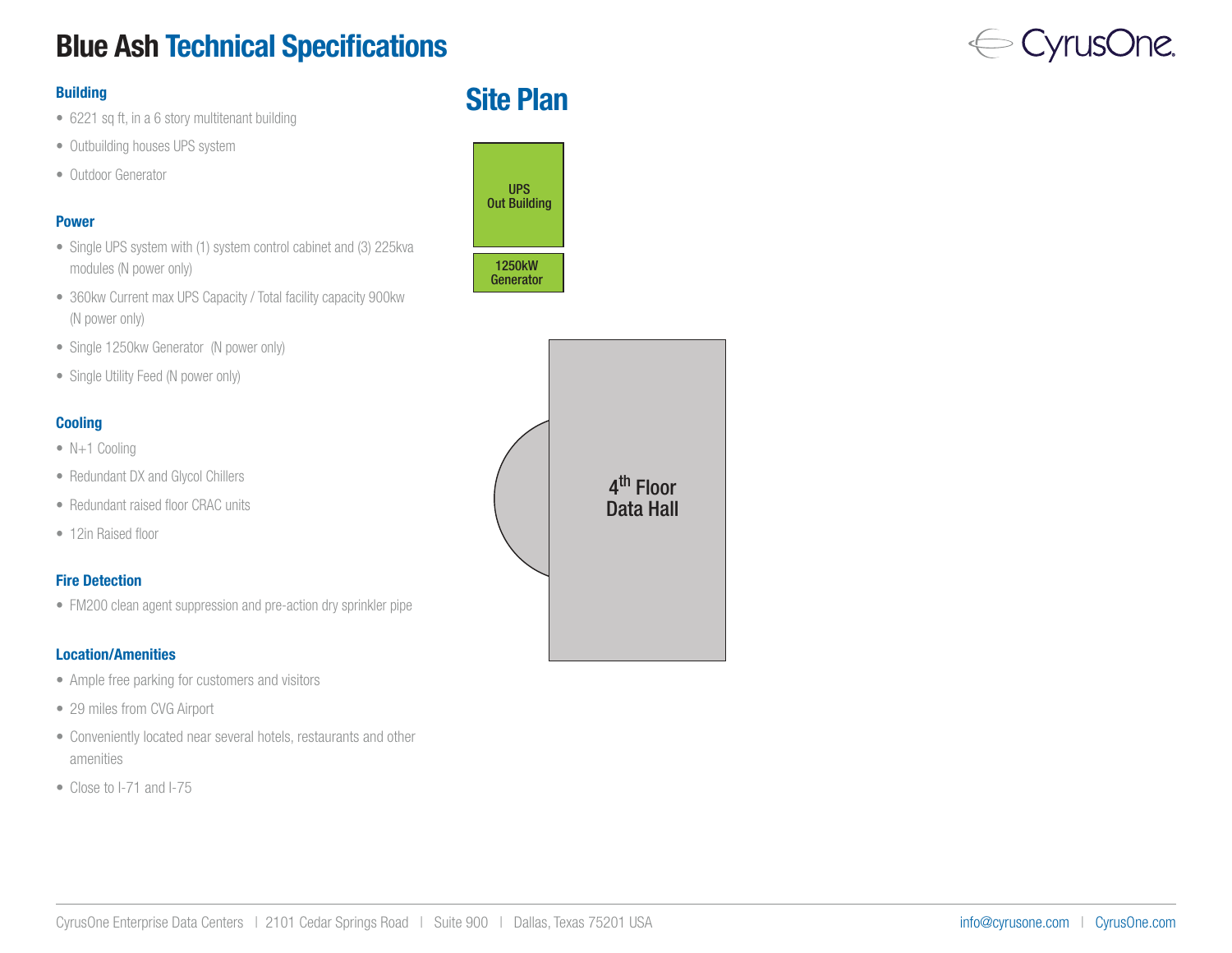# Blue Ash Technical Specifications

### Building

- 6221 sq ft, in a 6 story multitenant building
- Outbuilding houses UPS system
- Outdoor Generator

### Power

- Single UPS system with (1) system control cabinet and (3) 225kva modules (N power only)
- 360kw Current max UPS Capacity / Total facility capacity 900kw (N power only)
- Single 1250kw Generator (N power only)
- Single Utility Feed (N power only)

### Cooling

- N+1 Cooling
- Redundant DX and Glycol Chillers
- Redundant raised floor CRAC units
- 12in Raised floor

### Fire Detection

- FM200 clean agent suppression and pre-action dry sprinkler pipe

### Location/Amenities

- Ample free parking for customers and visitors
- 29 miles from CVG Airport
- Conveniently located near several hotels, restaurants and other amenities
- Close to I-71 and I-75

## Site Plan

UPS
Out Building

1250kW
Generator

4th Floor
Data Hall

CyrusOne Enterprise Data Centers | 2101 Cedar Springs Road | Suite 900 | Dallas, Texas 75201 USA

info@cyrusone.com | CyrusOne.com